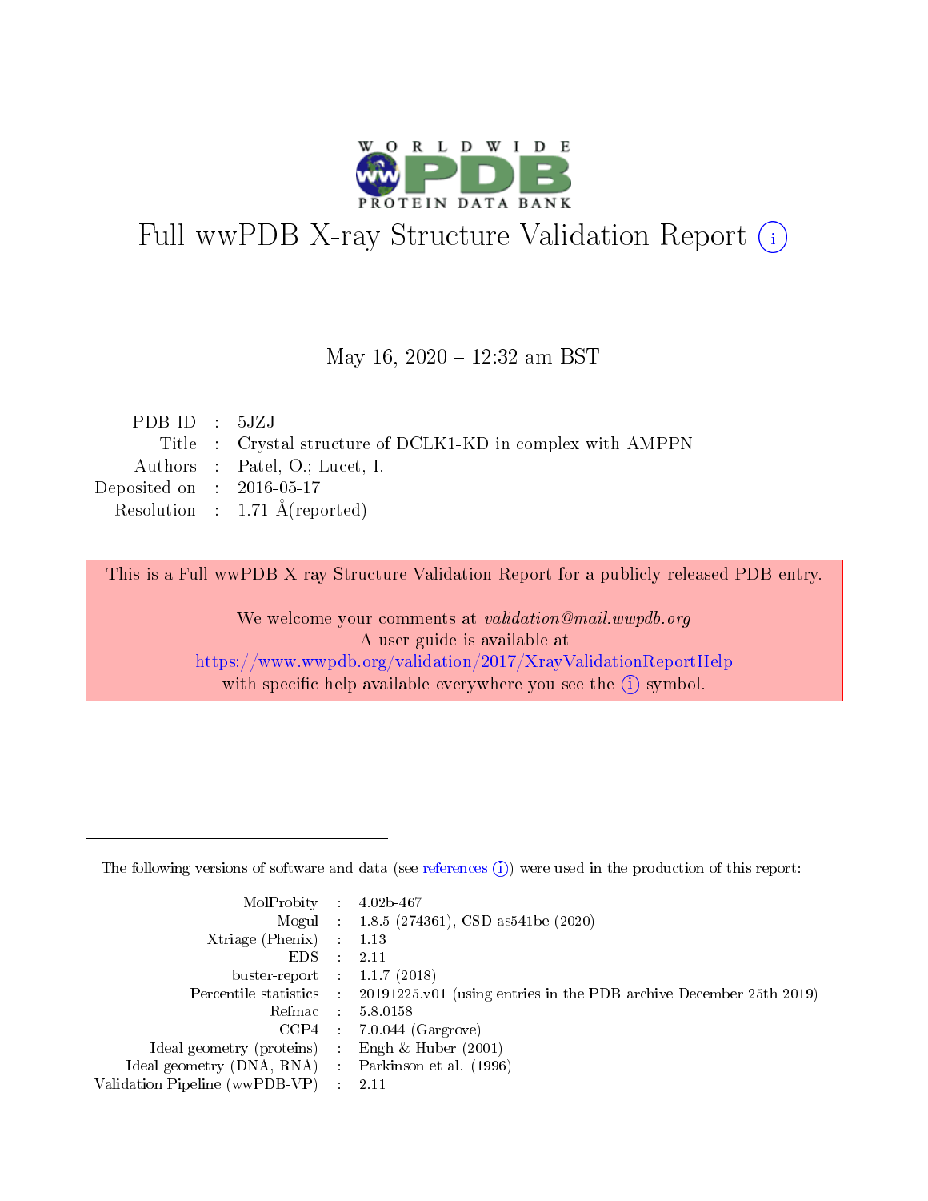# Full wwPDB X-ray Structure Validation Report (i)

May 16, 2020 – 12:32 am BST

| | | |
|---|---|---|
| PDB ID | : | 5JZJ |
| Title | : | Crystal structure of DCLK1-KD in complex with AMPPN |
| Authors | : | Patel, O.; Lucet, I. |
| Deposited on | : | 2016-05-17 |
| Resolution | : | 1.71 Å(reported) |

This is a Full wwPDB X-ray Structure Validation Report for a publicly released PDB entry.

We welcome your comments at *validation@mail.wwpdb.org*
A user guide is available at
https://www.wwpdb.org/validation/2017/XrayValidationReportHelp
with specific help available everywhere you see the (i) symbol.

The following versions of software and data (see references (i)) were used in the production of this report:

| | | |
|---|---|---|
| MolProbity | : | 4.02b-467 |
| Mogul | : | 1.8.5 (274361), CSD as541be (2020) |
| Xtriage (Phenix) | : | 1.13 |
| EDS | : | 2.11 |
| buster-report | : | 1.1.7 (2018) |
| Percentile statistics | : | 20191225.v01 (using entries in the PDB archive December 25th 2019) |
| Refmac | : | 5.8.0158 |
| CCP4 | : | 7.0.044 (Gargrove) |
| Ideal geometry (proteins) | : | Engh & Huber (2001) |
| Ideal geometry (DNA, RNA) | : | Parkinson et al. (1996) |
| Validation Pipeline (wwPDB-VP) | : | 2.11 |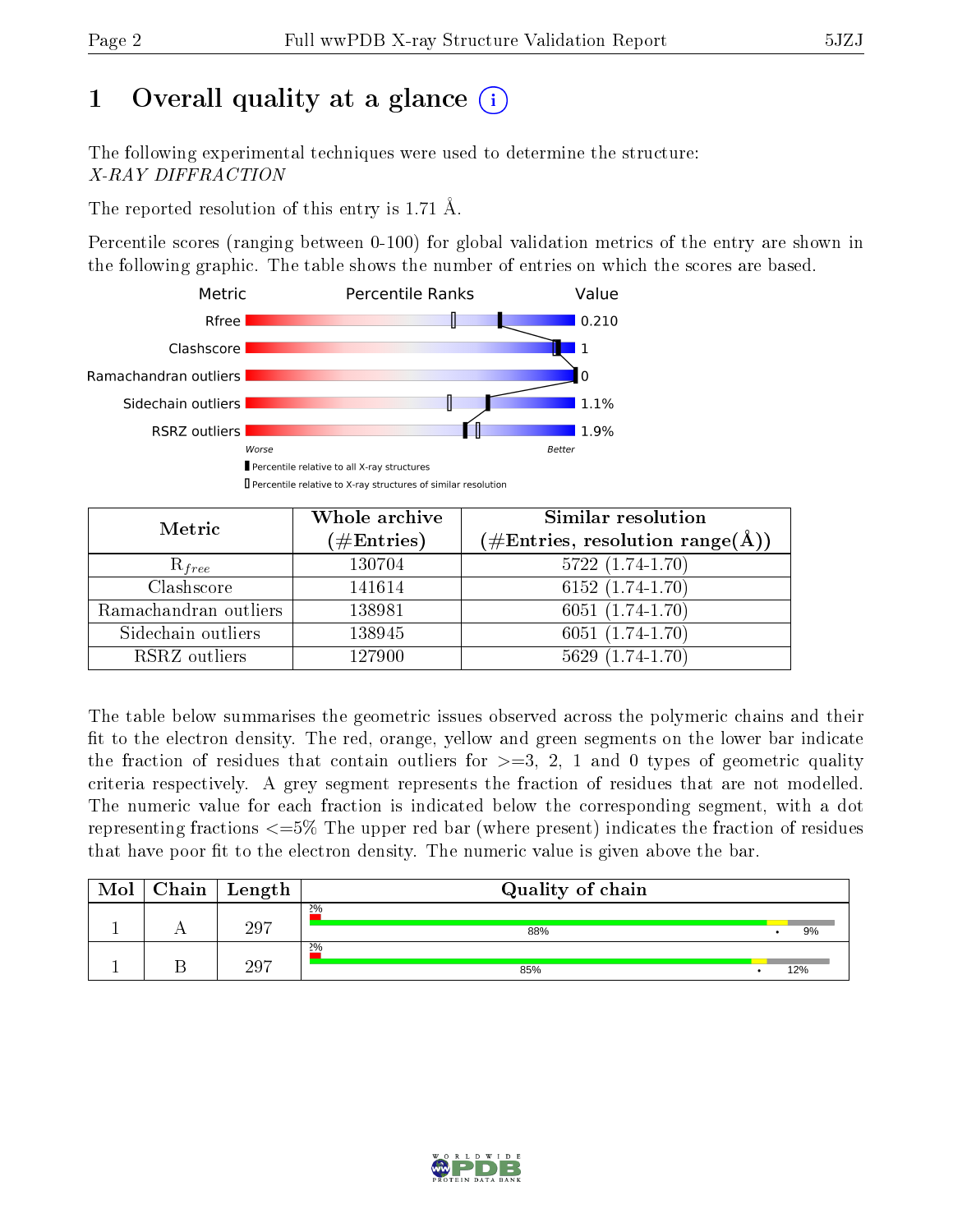# 1 Overall quality at a glance

The following experimental techniques were used to determine the structure:
*X-RAY DIFFRACTION*

The reported resolution of this entry is 1.71 Å.

Percentile scores (ranging between 0-100) for global validation metrics of the entry are shown in the following graphic. The table shows the number of entries on which the scores are based.

| Metric | Value |
|---|---|
| Rfree | 0.210 |
| Clashscore | 1 |
| Ramachandran outliers | 0 |
| Sidechain outliers | 1.1% |
| RSRZ outliers | 1.9% |

Worse — Better

Percentile relative to all X-ray structures

Percentile relative to X-ray structures of similar resolution

| Metric | Whole archive (#Entries) | Similar resolution (#Entries, resolution range(Å)) |
|---|---|---|
| $R_{free}$ | 130704 | 5722 (1.74-1.70) |
| Clashscore | 141614 | 6152 (1.74-1.70) |
| Ramachandran outliers | 138981 | 6051 (1.74-1.70) |
| Sidechain outliers | 138945 | 6051 (1.74-1.70) |
| RSRZ outliers | 127900 | 5629 (1.74-1.70) |

The table below summarises the geometric issues observed across the polymeric chains and their fit to the electron density. The red, orange, yellow and green segments on the lower bar indicate the fraction of residues that contain outliers for >=3, 2, 1 and 0 types of geometric quality criteria respectively. A grey segment represents the fraction of residues that are not modelled. The numeric value for each fraction is indicated below the corresponding segment, with a dot representing fractions <=5% The upper red bar (where present) indicates the fraction of residues that have poor fit to the electron density. The numeric value is given above the bar.

| Mol | Chain | Length | Quality of chain |
|---|---|---|---|
| 1 | A | 297 | 2%; 88%; •; 9% |
| 1 | B | 297 | 2%; 85%; •; 12% |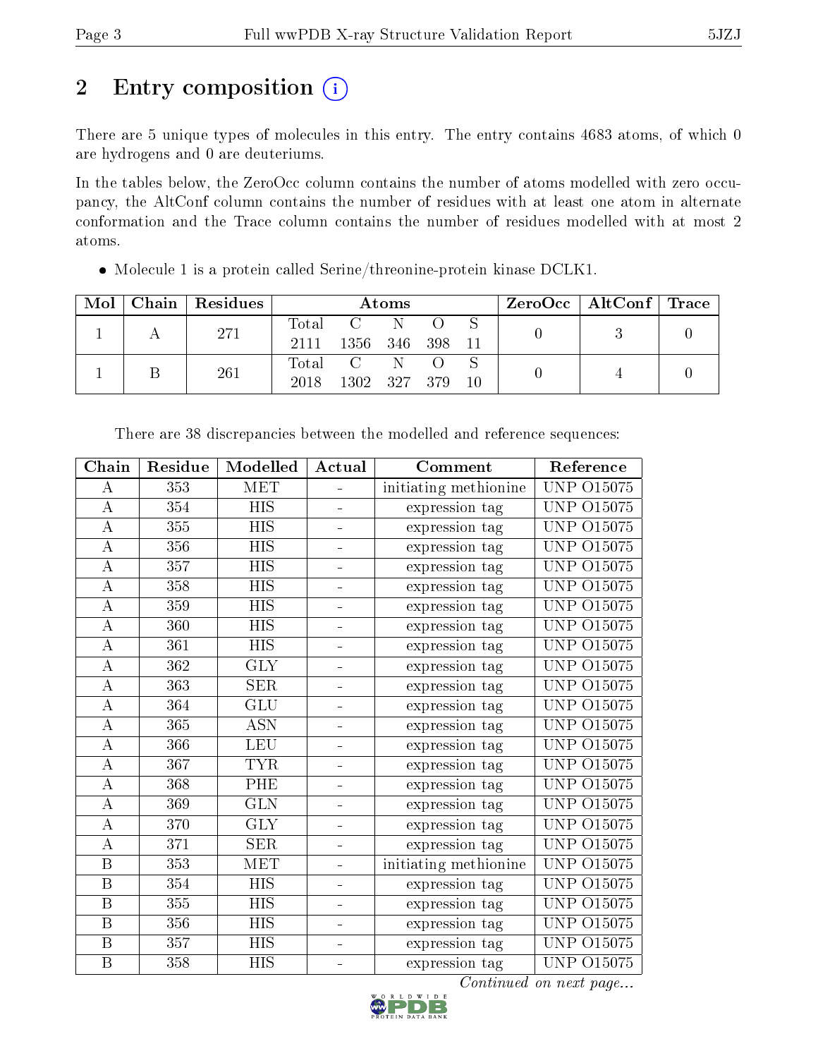# 2 Entry composition

There are 5 unique types of molecules in this entry. The entry contains 4683 atoms, of which 0 are hydrogens and 0 are deuteriums.

In the tables below, the ZeroOcc column contains the number of atoms modelled with zero occupancy, the AltConf column contains the number of residues with at least one atom in alternate conformation and the Trace column contains the number of residues modelled with at most 2 atoms.

- Molecule 1 is a protein called Serine/threonine-protein kinase DCLK1.

| Mol | Chain | Residues | Atoms | | | | | ZeroOcc | AltConf | Trace |
|---|---|---|---|---|---|---|---|---|---|---|
| 1 | A | 271 | Total<br>2111 | C<br>1356 | N<br>346 | O<br>398 | S<br>11 | 0 | 3 | 0 |
| 1 | B | 261 | Total<br>2018 | C<br>1302 | N<br>327 | O<br>379 | S<br>10 | 0 | 4 | 0 |

There are 38 discrepancies between the modelled and reference sequences:

| Chain | Residue | Modelled | Actual | Comment | Reference |
|---|---|---|---|---|---|
| A | 353 | MET | - | initiating methionine | UNP O15075 |
| A | 354 | HIS | - | expression tag | UNP O15075 |
| A | 355 | HIS | - | expression tag | UNP O15075 |
| A | 356 | HIS | - | expression tag | UNP O15075 |
| A | 357 | HIS | - | expression tag | UNP O15075 |
| A | 358 | HIS | - | expression tag | UNP O15075 |
| A | 359 | HIS | - | expression tag | UNP O15075 |
| A | 360 | HIS | - | expression tag | UNP O15075 |
| A | 361 | HIS | - | expression tag | UNP O15075 |
| A | 362 | GLY | - | expression tag | UNP O15075 |
| A | 363 | SER | - | expression tag | UNP O15075 |
| A | 364 | GLU | - | expression tag | UNP O15075 |
| A | 365 | ASN | - | expression tag | UNP O15075 |
| A | 366 | LEU | - | expression tag | UNP O15075 |
| A | 367 | TYR | - | expression tag | UNP O15075 |
| A | 368 | PHE | - | expression tag | UNP O15075 |
| A | 369 | GLN | - | expression tag | UNP O15075 |
| A | 370 | GLY | - | expression tag | UNP O15075 |
| A | 371 | SER | - | expression tag | UNP O15075 |
| B | 353 | MET | - | initiating methionine | UNP O15075 |
| B | 354 | HIS | - | expression tag | UNP O15075 |
| B | 355 | HIS | - | expression tag | UNP O15075 |
| B | 356 | HIS | - | expression tag | UNP O15075 |
| B | 357 | HIS | - | expression tag | UNP O15075 |
| B | 358 | HIS | - | expression tag | UNP O15075 |

*Continued on next page...*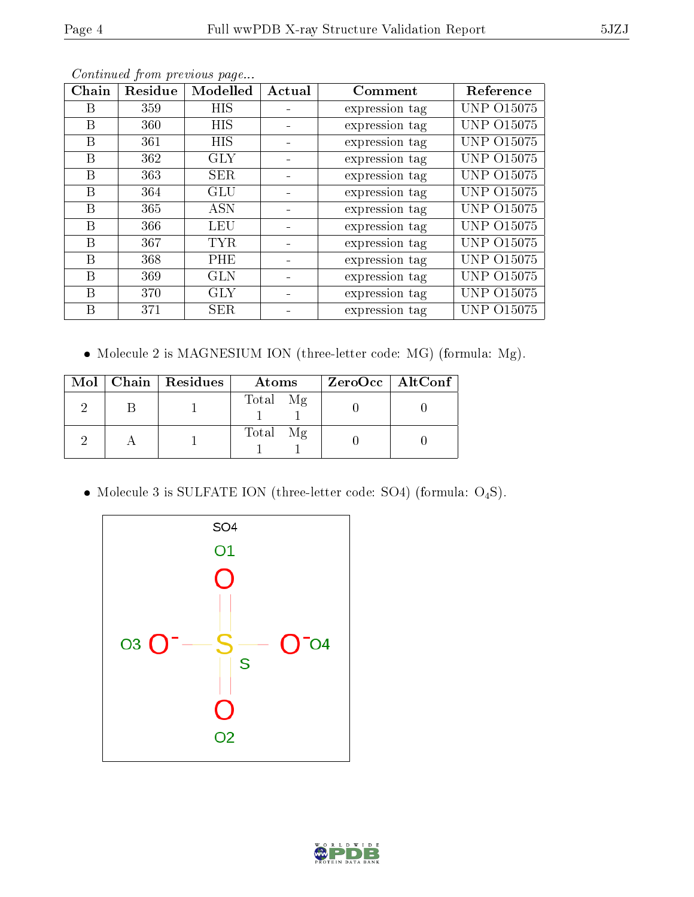*Continued from previous page...*

| Chain | Residue | Modelled | Actual | Comment | Reference |
|---|---|---|---|---|---|
| B | 359 | HIS | - | expression tag | UNP O15075 |
| B | 360 | HIS | - | expression tag | UNP O15075 |
| B | 361 | HIS | - | expression tag | UNP O15075 |
| B | 362 | GLY | - | expression tag | UNP O15075 |
| B | 363 | SER | - | expression tag | UNP O15075 |
| B | 364 | GLU | - | expression tag | UNP O15075 |
| B | 365 | ASN | - | expression tag | UNP O15075 |
| B | 366 | LEU | - | expression tag | UNP O15075 |
| B | 367 | TYR | - | expression tag | UNP O15075 |
| B | 368 | PHE | - | expression tag | UNP O15075 |
| B | 369 | GLN | - | expression tag | UNP O15075 |
| B | 370 | GLY | - | expression tag | UNP O15075 |
| B | 371 | SER | - | expression tag | UNP O15075 |

- Molecule 2 is MAGNESIUM ION (three-letter code: MG) (formula: Mg).

| Mol | Chain | Residues | Atoms | ZeroOcc | AltConf |
|---|---|---|---|---|---|
| 2 | B | 1 | Total Mg<br>1 1 | 0 | 0 |
| 2 | A | 1 | Total Mg<br>1 1 | 0 | 0 |

- Molecule 3 is SULFATE ION (three-letter code: SO4) (formula: $O_4S$).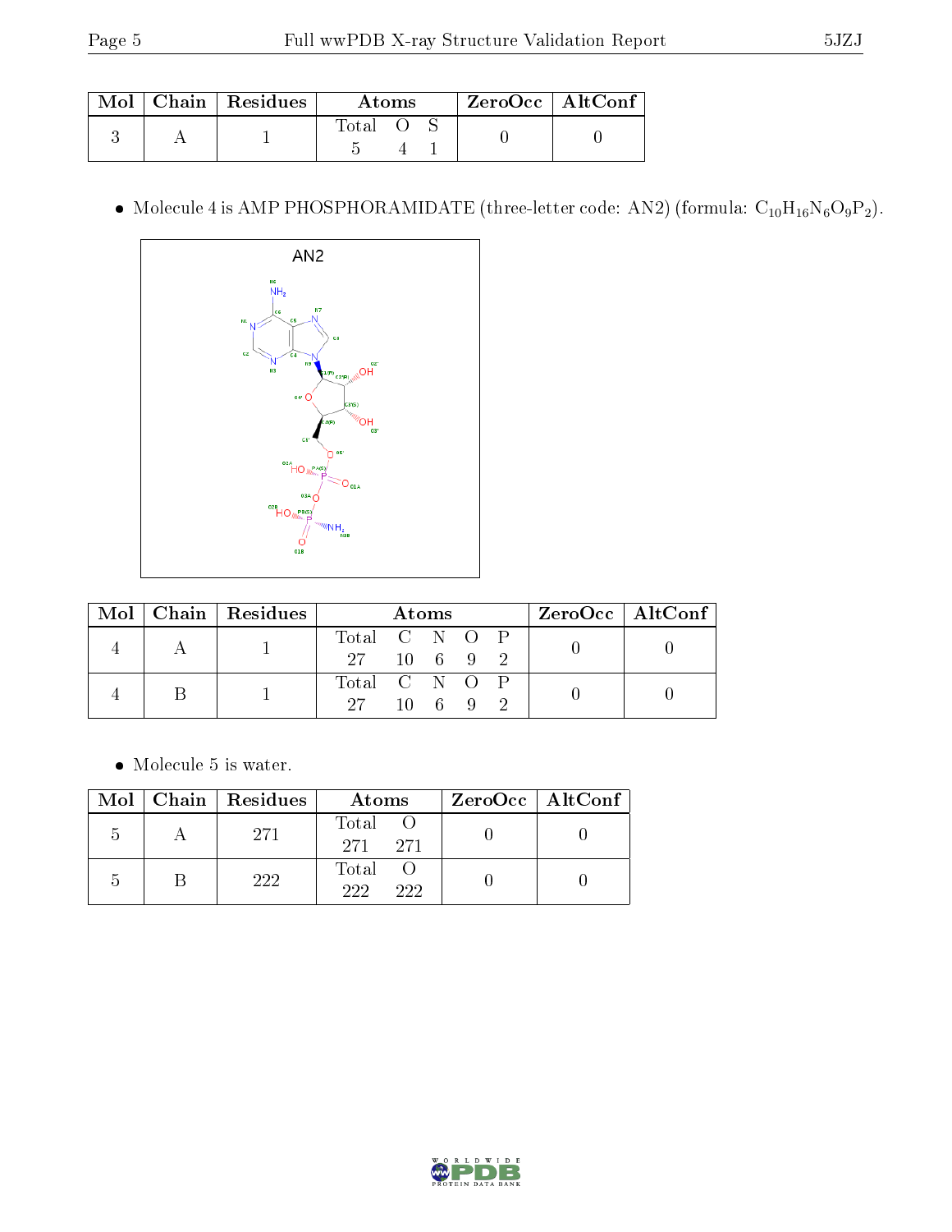| Mol | Chain | Residues | Atoms | | | ZeroOcc | AltConf |
|---|---|---|---|---|---|---|---|
| | | | Total | O | S | | |
| 3 | A | 1 | 5 | 4 | 1 | 0 | 0 |

- Molecule 4 is AMP PHOSPHORAMIDATE (three-letter code: AN2) (formula: $C_{10}H_{16}N_6O_9P_2$).

| Mol | Chain | Residues | Atoms | | | | | ZeroOcc | AltConf |
|---|---|---|---|---|---|---|---|---|---|
| | | | Total | C | N | O | P | | |
| 4 | A | 1 | 27 | 10 | 6 | 9 | 2 | 0 | 0 |
| 4 | B | 1 | 27 | 10 | 6 | 9 | 2 | 0 | 0 |

- Molecule 5 is water.

| Mol | Chain | Residues | Atoms | | ZeroOcc | AltConf |
|---|---|---|---|---|---|---|
| | | | Total | O | | |
| 5 | A | 271 | 271 | 271 | 0 | 0 |
| 5 | B | 222 | 222 | 222 | 0 | 0 |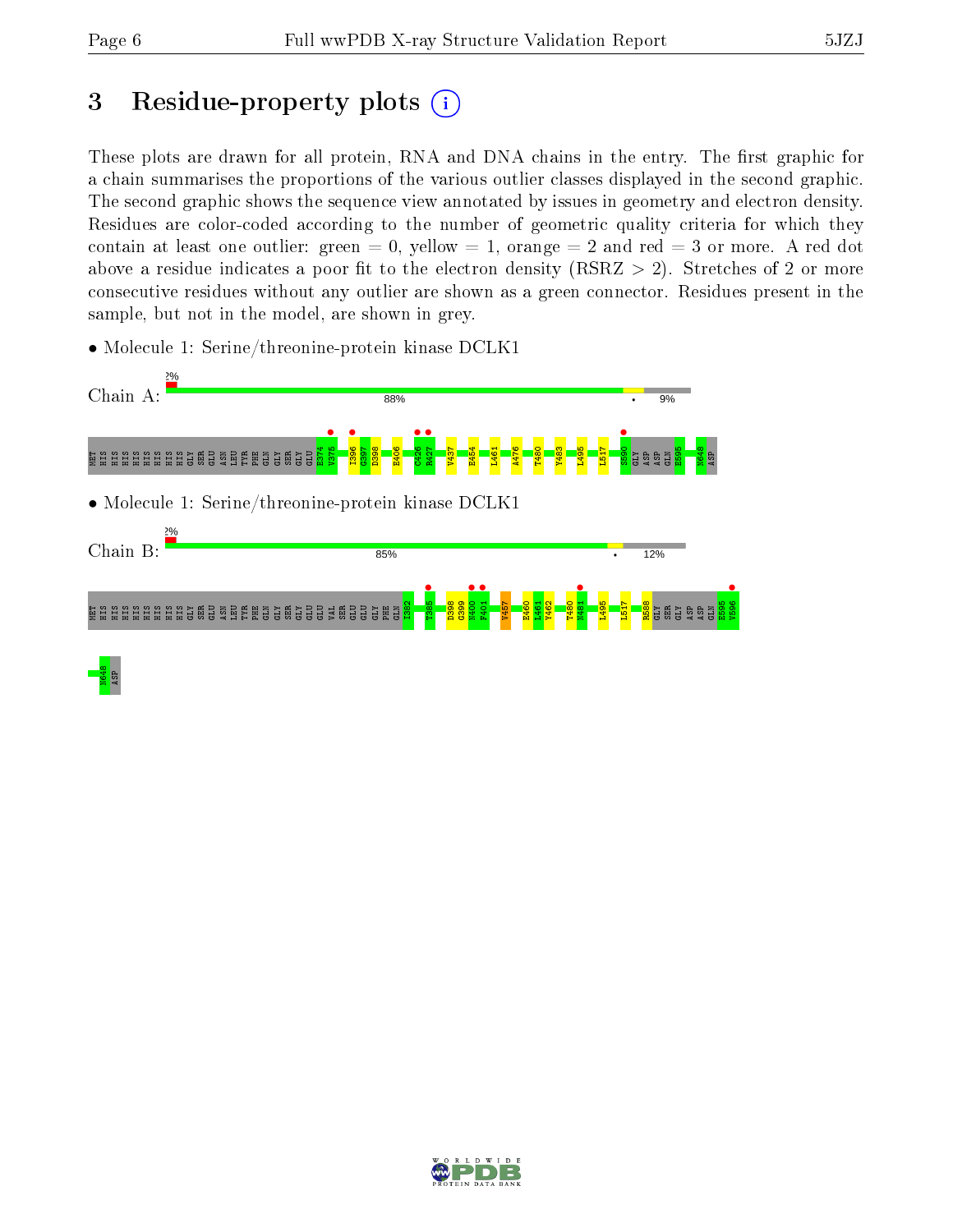# 3 Residue-property plots

These plots are drawn for all protein, RNA and DNA chains in the entry. The first graphic for a chain summarises the proportions of the various outlier classes displayed in the second graphic. The second graphic shows the sequence view annotated by issues in geometry and electron density. Residues are color-coded according to the number of geometric quality criteria for which they contain at least one outlier: green = 0, yellow = 1, orange = 2 and red = 3 or more. A red dot above a residue indicates a poor fit to the electron density (RSRZ > 2). Stretches of 2 or more consecutive residues without any outlier are shown as a green connector. Residues present in the sample, but not in the model, are shown in grey.

- Molecule 1: Serine/threonine-protein kinase DCLK1

Chain A: 2% | 88% | • | 9%

MET HIS HIS HIS HIS HIS HIS HIS GLY SER GLU ASN LEU TYR PHE GLN GLY SER GLU E374 V375 I396 G397 D398 E406 C426 R427 V437 E454 L461 A476 T480 Y483 L495 L517 S590 GLY ASP ASP GLN E595 N648 ASP

- Molecule 1: Serine/threonine-protein kinase DCLK1

Chain B: 2% | 85% | • | 12%

MET HIS HIS HIS HIS HIS HIS HIS GLY SER GLU ASN LEU TYR PHE GLN GLY SER GLY GLU GLU VAL SER GLU GLU GLY PHE GLN I382 T385 D398 G399 N400 F401 V457 E460 L461 Y462 T480 N481 L495 L517 R588 GLY SER GLY ASP ASP GLN E595 V596 N648 ASP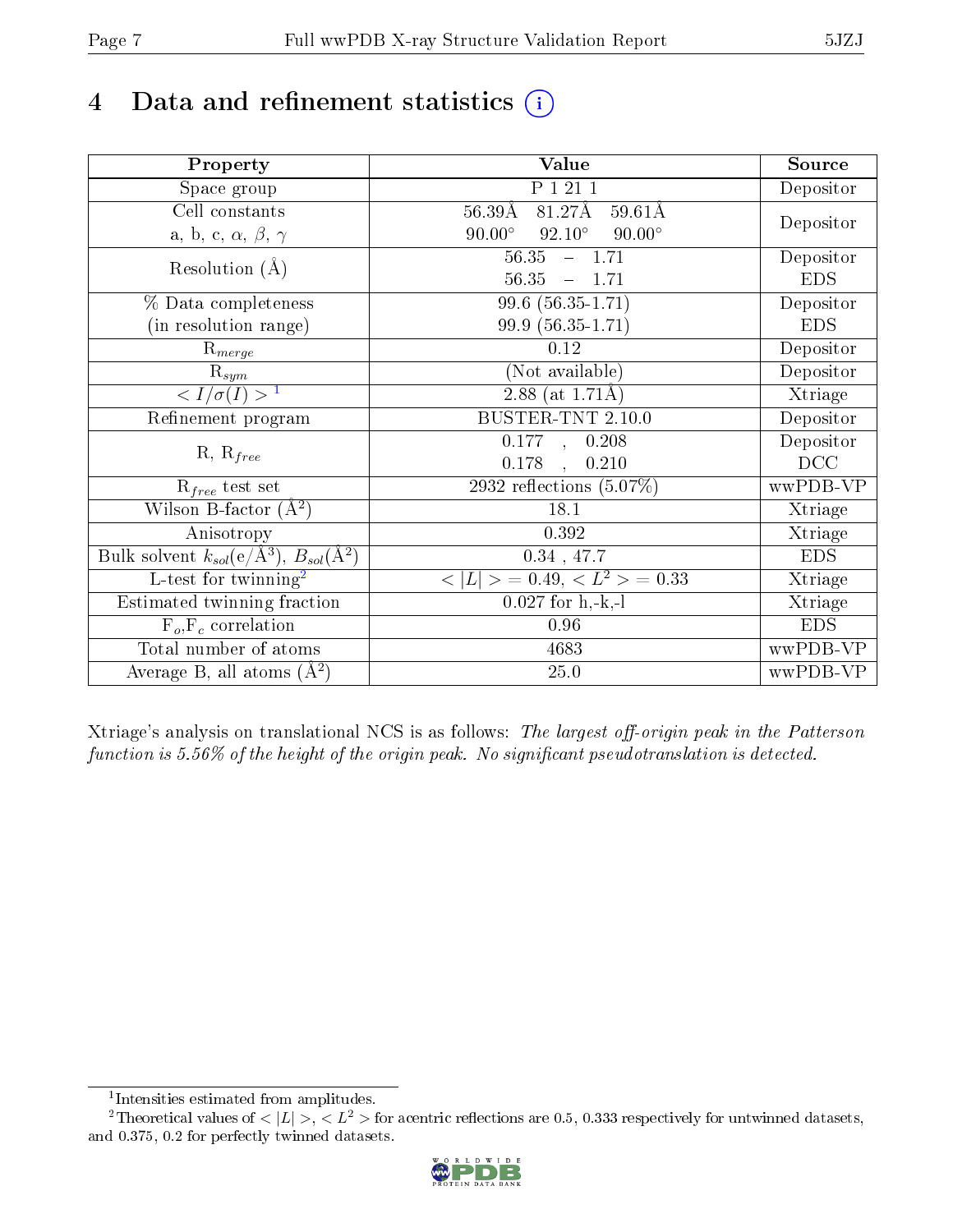# 4 Data and refinement statistics

| Property | Value | Source |
|---|---|---|
| Space group | P 1 21 1 | Depositor |
| Cell constants<br>a, b, c, $\alpha$, $\beta$, $\gamma$ | 56.39Å 81.27Å 59.61Å<br>90.00° 92.10° 90.00° | Depositor |
| Resolution (Å) | 56.35 – 1.71<br>56.35 – 1.71 | Depositor<br>EDS |
| % Data completeness<br>(in resolution range) | 99.6 (56.35-1.71)<br>99.9 (56.35-1.71) | Depositor<br>EDS |
| $R_{merge}$ | 0.12 | Depositor |
| $R_{sym}$ | (Not available) | Depositor |
| $< I/\sigma(I) >$ [1] | 2.88 (at 1.71Å) | Xtriage |
| Refinement program | BUSTER-TNT 2.10.0 | Depositor |
| R, $R_{free}$ | 0.177 , 0.208<br>0.178 , 0.210 | Depositor<br>DCC |
| $R_{free}$ test set | 2932 reflections (5.07%) | wwPDB-VP |
| Wilson B-factor (Å$^2$) | 18.1 | Xtriage |
| Anisotropy | 0.392 | Xtriage |
| Bulk solvent $k_{sol}$(e/Å$^3$), $B_{sol}$(Å$^2$) | 0.34 , 47.7 | EDS |
| L-test for twinning[2] | $< \|L\| >$ = 0.49, $< L^2 >$ = 0.33 | Xtriage |
| Estimated twinning fraction | 0.027 for h,-k,-l | Xtriage |
| $F_o$,$F_c$ correlation | 0.96 | EDS |
| Total number of atoms | 4683 | wwPDB-VP |
| Average B, all atoms (Å$^2$) | 25.0 | wwPDB-VP |

Xtriage's analysis on translational NCS is as follows: *The largest off-origin peak in the Patterson function is 5.56% of the height of the origin peak. No significant pseudotranslation is detected.*

[1] Intensities estimated from amplitudes.

[2] Theoretical values of $< |L| >$, $< L^2 >$ for acentric reflections are 0.5, 0.333 respectively for untwinned datasets, and 0.375, 0.2 for perfectly twinned datasets.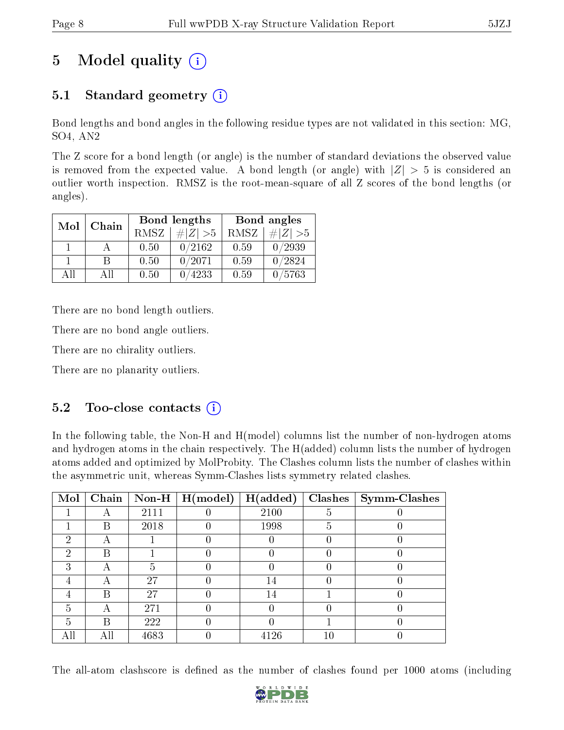# 5 Model quality

## 5.1 Standard geometry

Bond lengths and bond angles in the following residue types are not validated in this section: MG, SO4, AN2

The Z score for a bond length (or angle) is the number of standard deviations the observed value is removed from the expected value. A bond length (or angle) with $|Z| > 5$ is considered an outlier worth inspection. RMSZ is the root-mean-square of all Z scores of the bond lengths (or angles).

| Mol | Chain | Bond lengths | | Bond angles | |
|---|---|---|---|---|---|
| | | RMSZ | #$\|Z\|$ >5 | RMSZ | #$\|Z\|$ >5 |
| 1 | A | 0.50 | 0/2162 | 0.59 | 0/2939 |
| 1 | B | 0.50 | 0/2071 | 0.59 | 0/2824 |
| All | All | 0.50 | 0/4233 | 0.59 | 0/5763 |

There are no bond length outliers.

There are no bond angle outliers.

There are no chirality outliers.

There are no planarity outliers.

## 5.2 Too-close contacts

In the following table, the Non-H and H(model) columns list the number of non-hydrogen atoms and hydrogen atoms in the chain respectively. The H(added) column lists the number of hydrogen atoms added and optimized by MolProbity. The Clashes column lists the number of clashes within the asymmetric unit, whereas Symm-Clashes lists symmetry related clashes.

| Mol | Chain | Non-H | H(model) | H(added) | Clashes | Symm-Clashes |
|---|---|---|---|---|---|---|
| 1 | A | 2111 | 0 | 2100 | 5 | 0 |
| 1 | B | 2018 | 0 | 1998 | 5 | 0 |
| 2 | A | 1 | 0 | 0 | 0 | 0 |
| 2 | B | 1 | 0 | 0 | 0 | 0 |
| 3 | A | 5 | 0 | 0 | 0 | 0 |
| 4 | A | 27 | 0 | 14 | 0 | 0 |
| 4 | B | 27 | 0 | 14 | 1 | 0 |
| 5 | A | 271 | 0 | 0 | 0 | 0 |
| 5 | B | 222 | 0 | 0 | 1 | 0 |
| All | All | 4683 | 0 | 4126 | 10 | 0 |

The all-atom clashscore is defined as the number of clashes found per 1000 atoms (including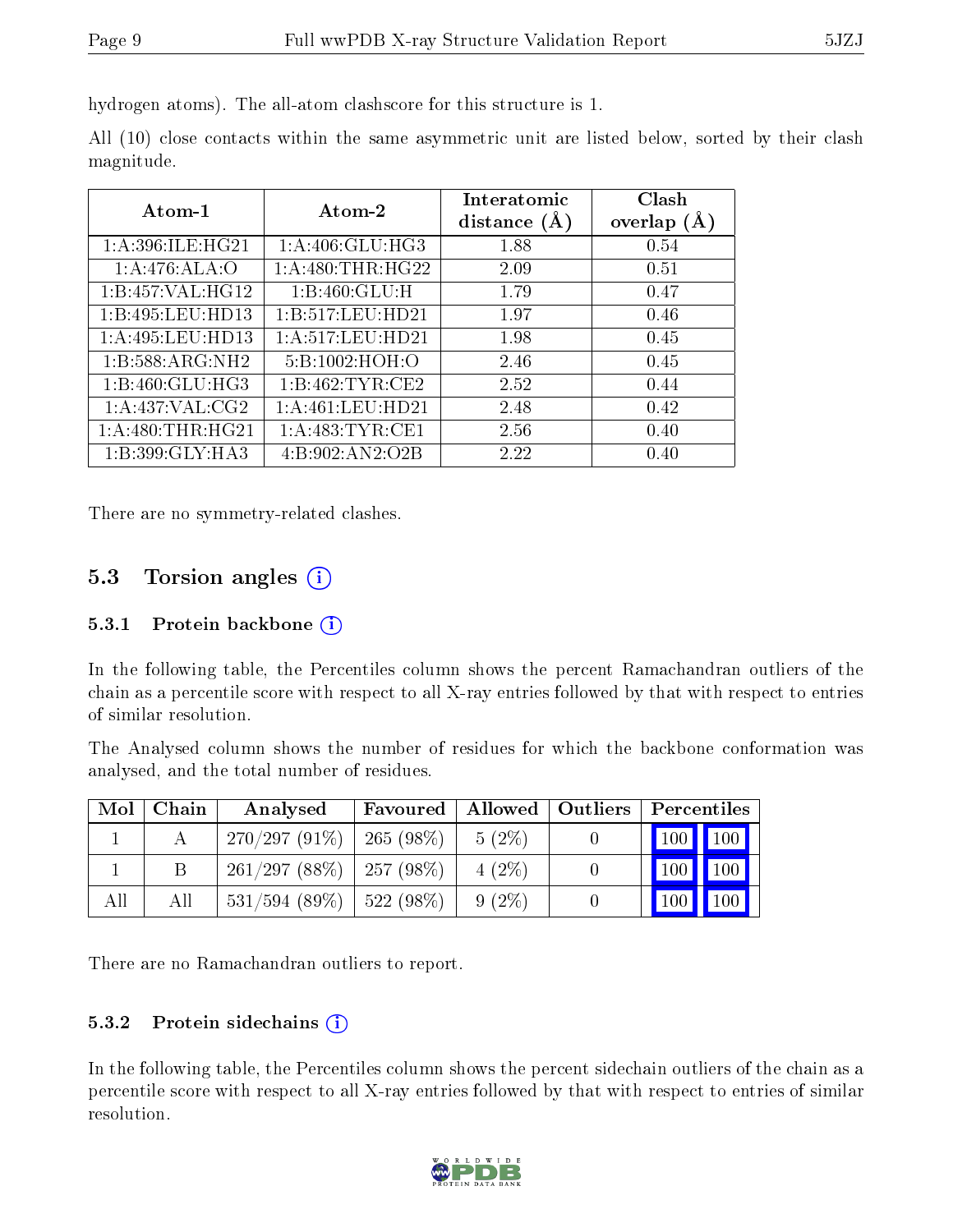hydrogen atoms). The all-atom clashscore for this structure is 1.

All (10) close contacts within the same asymmetric unit are listed below, sorted by their clash magnitude.

| Atom-1 | Atom-2 | Interatomic distance (Å) | Clash overlap (Å) |
|---|---|---|---|
| 1:A:396:ILE:HG21 | 1:A:406:GLU:HG3 | 1.88 | 0.54 |
| 1:A:476:ALA:O | 1:A:480:THR:HG22 | 2.09 | 0.51 |
| 1:B:457:VAL:HG12 | 1:B:460:GLU:H | 1.79 | 0.47 |
| 1:B:495:LEU:HD13 | 1:B:517:LEU:HD21 | 1.97 | 0.46 |
| 1:A:495:LEU:HD13 | 1:A:517:LEU:HD21 | 1.98 | 0.45 |
| 1:B:588:ARG:NH2 | 5:B:1002:HOH:O | 2.46 | 0.45 |
| 1:B:460:GLU:HG3 | 1:B:462:TYR:CE2 | 2.52 | 0.44 |
| 1:A:437:VAL:CG2 | 1:A:461:LEU:HD21 | 2.48 | 0.42 |
| 1:A:480:THR:HG21 | 1:A:483:TYR:CE1 | 2.56 | 0.40 |
| 1:B:399:GLY:HA3 | 4:B:902:AN2:O2B | 2.22 | 0.40 |

There are no symmetry-related clashes.

## 5.3 Torsion angles

### 5.3.1 Protein backbone

In the following table, the Percentiles column shows the percent Ramachandran outliers of the chain as a percentile score with respect to all X-ray entries followed by that with respect to entries of similar resolution.

The Analysed column shows the number of residues for which the backbone conformation was analysed, and the total number of residues.

| Mol | Chain | Analysed | Favoured | Allowed | Outliers | Percentiles | |
|---|---|---|---|---|---|---|---|
| 1 | A | 270/297 (91%) | 265 (98%) | 5 (2%) | 0 | 100 | 100 |
| 1 | B | 261/297 (88%) | 257 (98%) | 4 (2%) | 0 | 100 | 100 |
| All | All | 531/594 (89%) | 522 (98%) | 9 (2%) | 0 | 100 | 100 |

There are no Ramachandran outliers to report.

### 5.3.2 Protein sidechains

In the following table, the Percentiles column shows the percent sidechain outliers of the chain as a percentile score with respect to all X-ray entries followed by that with respect to entries of similar resolution.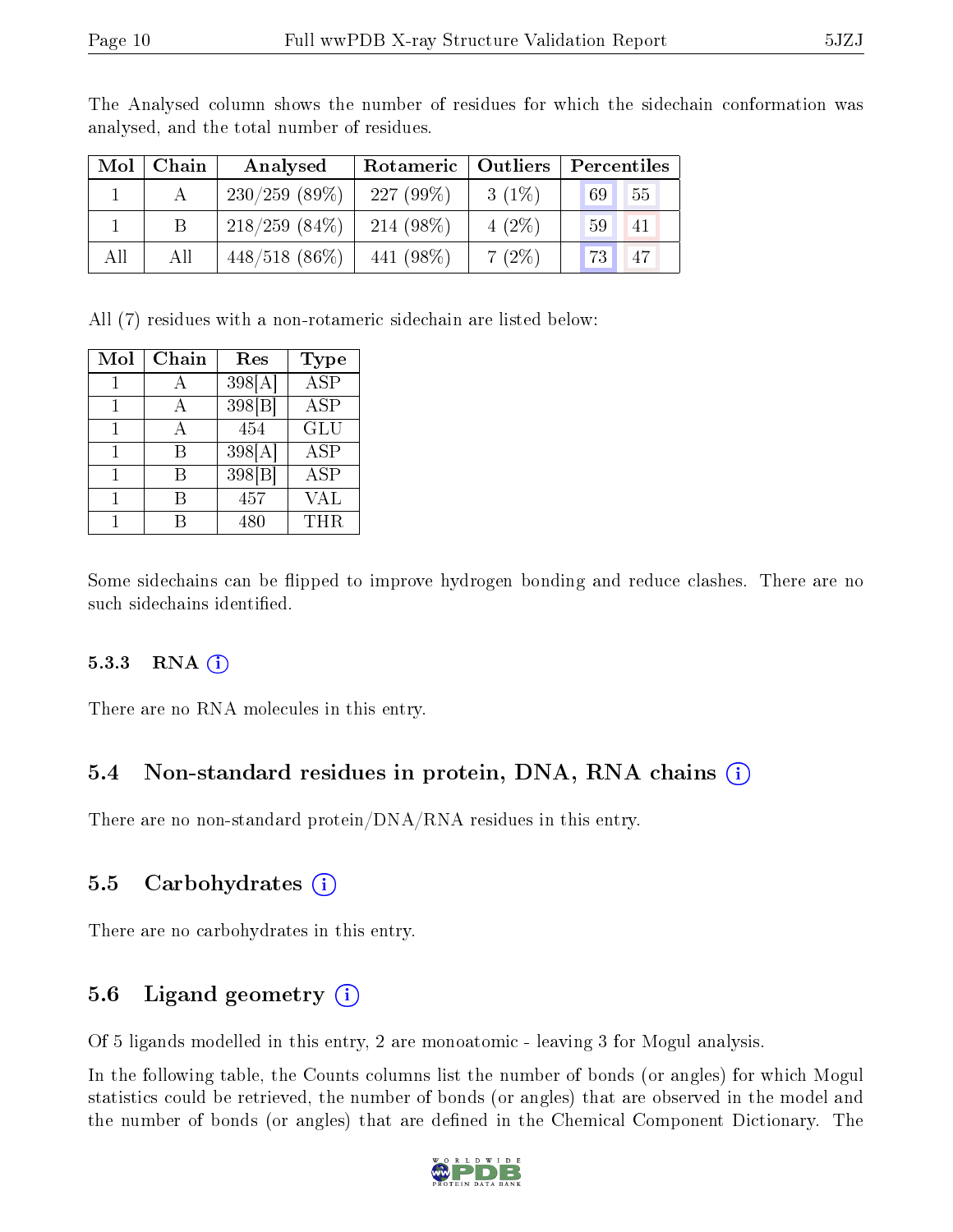The Analysed column shows the number of residues for which the sidechain conformation was analysed, and the total number of residues.

| Mol | Chain | Analysed | Rotameric | Outliers | Percentiles | |
|---|---|---|---|---|---|---|
| 1 | A | 230/259 (89%) | 227 (99%) | 3 (1%) | 69 | 55 |
| 1 | B | 218/259 (84%) | 214 (98%) | 4 (2%) | 59 | 41 |
| All | All | 448/518 (86%) | 441 (98%) | 7 (2%) | 73 | 47 |

All (7) residues with a non-rotameric sidechain are listed below:

| Mol | Chain | Res | Type |
|---|---|---|---|
| 1 | A | 398[A] | ASP |
| 1 | A | 398[B] | ASP |
| 1 | A | 454 | GLU |
| 1 | B | 398[A] | ASP |
| 1 | B | 398[B] | ASP |
| 1 | B | 457 | VAL |
| 1 | B | 480 | THR |

Some sidechains can be flipped to improve hydrogen bonding and reduce clashes. There are no such sidechains identified.

### 5.3.3 RNA

There are no RNA molecules in this entry.

## 5.4 Non-standard residues in protein, DNA, RNA chains

There are no non-standard protein/DNA/RNA residues in this entry.

## 5.5 Carbohydrates

There are no carbohydrates in this entry.

## 5.6 Ligand geometry

Of 5 ligands modelled in this entry, 2 are monoatomic - leaving 3 for Mogul analysis.

In the following table, the Counts columns list the number of bonds (or angles) for which Mogul statistics could be retrieved, the number of bonds (or angles) that are observed in the model and the number of bonds (or angles) that are defined in the Chemical Component Dictionary. The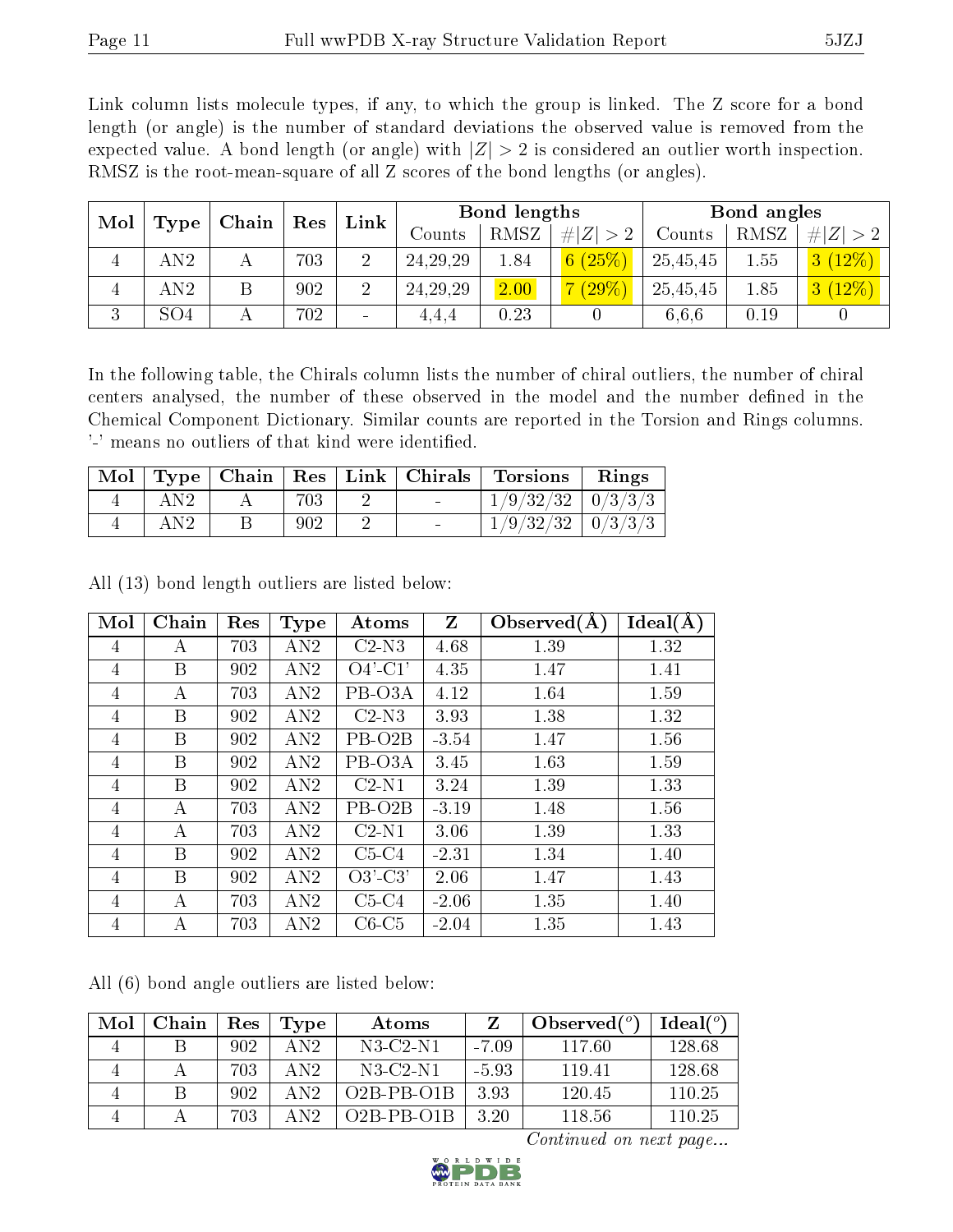Link column lists molecule types, if any, to which the group is linked. The Z score for a bond length (or angle) is the number of standard deviations the observed value is removed from the expected value. A bond length (or angle) with $|Z| > 2$ is considered an outlier worth inspection. RMSZ is the root-mean-square of all Z scores of the bond lengths (or angles).

| Mol | Type | Chain | Res | Link | Bond lengths | | | Bond angles | | |
|---|---|---|---|---|---|---|---|---|---|---|
| | | | | | Counts | RMSZ | #\|Z\| > 2 | Counts | RMSZ | #\|Z\| > 2 |
| 4 | AN2 | A | 703 | 2 | 24,29,29 | 1.84 | 6 (25%) | 25,45,45 | 1.55 | 3 (12%) |
| 4 | AN2 | B | 902 | 2 | 24,29,29 | 2.00 | 7 (29%) | 25,45,45 | 1.85 | 3 (12%) |
| 3 | SO4 | A | 702 | - | 4,4,4 | 0.23 | 0 | 6,6,6 | 0.19 | 0 |

In the following table, the Chirals column lists the number of chiral outliers, the number of chiral centers analysed, the number of these observed in the model and the number defined in the Chemical Component Dictionary. Similar counts are reported in the Torsion and Rings columns. '-' means no outliers of that kind were identified.

| Mol | Type | Chain | Res | Link | Chirals | Torsions | Rings |
|---|---|---|---|---|---|---|---|
| 4 | AN2 | A | 703 | 2 | - | 1/9/32/32 | 0/3/3/3 |
| 4 | AN2 | B | 902 | 2 | - | 1/9/32/32 | 0/3/3/3 |

All (13) bond length outliers are listed below:

| Mol | Chain | Res | Type | Atoms | Z | Observed(Å) | Ideal(Å) |
|---|---|---|---|---|---|---|---|
| 4 | A | 703 | AN2 | C2-N3 | 4.68 | 1.39 | 1.32 |
| 4 | B | 902 | AN2 | O4'-C1' | 4.35 | 1.47 | 1.41 |
| 4 | A | 703 | AN2 | PB-O3A | 4.12 | 1.64 | 1.59 |
| 4 | B | 902 | AN2 | C2-N3 | 3.93 | 1.38 | 1.32 |
| 4 | B | 902 | AN2 | PB-O2B | -3.54 | 1.47 | 1.56 |
| 4 | B | 902 | AN2 | PB-O3A | 3.45 | 1.63 | 1.59 |
| 4 | B | 902 | AN2 | C2-N1 | 3.24 | 1.39 | 1.33 |
| 4 | A | 703 | AN2 | PB-O2B | -3.19 | 1.48 | 1.56 |
| 4 | A | 703 | AN2 | C2-N1 | 3.06 | 1.39 | 1.33 |
| 4 | B | 902 | AN2 | C5-C4 | -2.31 | 1.34 | 1.40 |
| 4 | B | 902 | AN2 | O3'-C3' | 2.06 | 1.47 | 1.43 |
| 4 | A | 703 | AN2 | C5-C4 | -2.06 | 1.35 | 1.40 |
| 4 | A | 703 | AN2 | C6-C5 | -2.04 | 1.35 | 1.43 |

All (6) bond angle outliers are listed below:

| Mol | Chain | Res | Type | Atoms | Z | Observed(°) | Ideal(°) |
|---|---|---|---|---|---|---|---|
| 4 | B | 902 | AN2 | N3-C2-N1 | -7.09 | 117.60 | 128.68 |
| 4 | A | 703 | AN2 | N3-C2-N1 | -5.93 | 119.41 | 128.68 |
| 4 | B | 902 | AN2 | O2B-PB-O1B | 3.93 | 120.45 | 110.25 |
| 4 | A | 703 | AN2 | O2B-PB-O1B | 3.20 | 118.56 | 110.25 |

*Continued on next page...*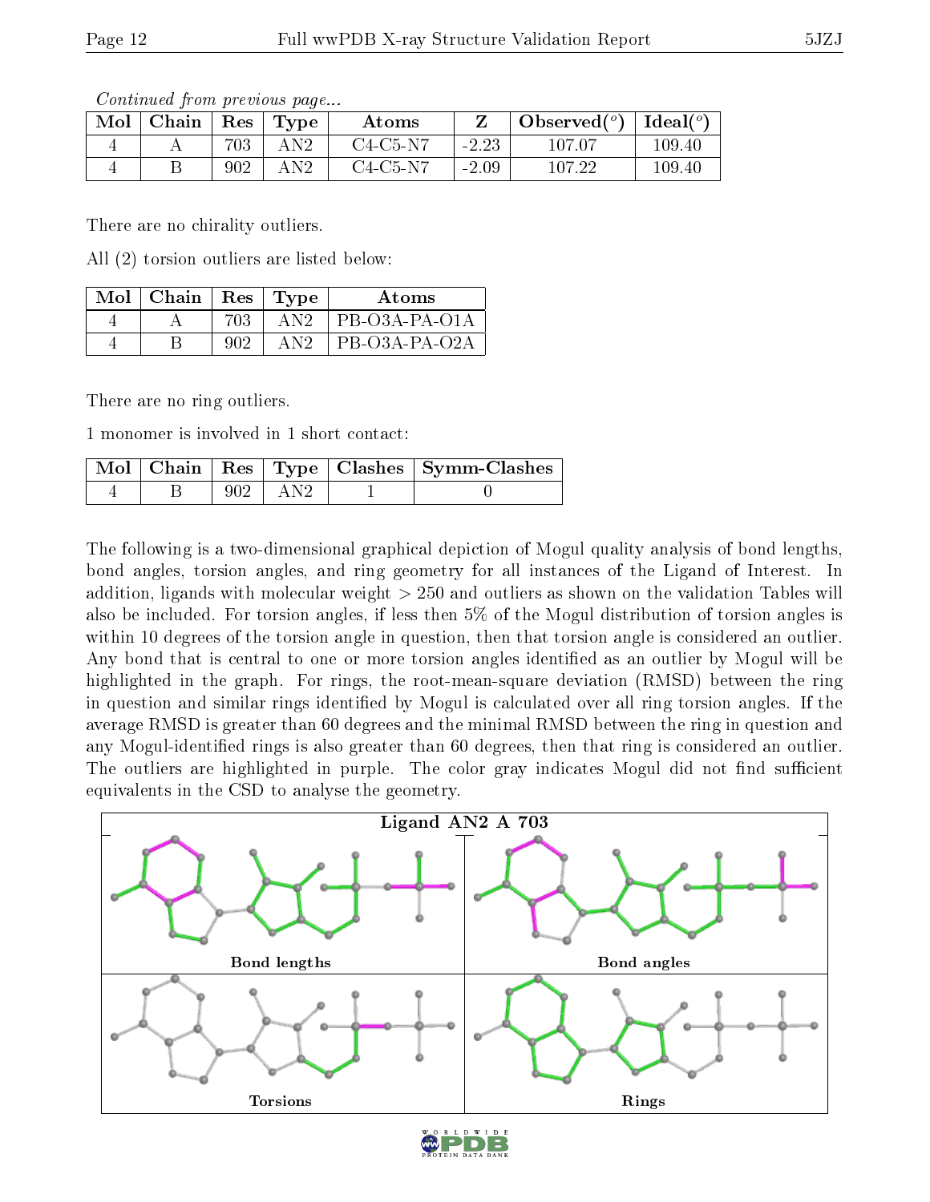*Continued from previous page...*

| Mol | Chain | Res | Type | Atoms | Z | Observed(°) | Ideal(°) |
|---|---|---|---|---|---|---|---|
| 4 | A | 703 | AN2 | C4-C5-N7 | -2.23 | 107.07 | 109.40 |
| 4 | B | 902 | AN2 | C4-C5-N7 | -2.09 | 107.22 | 109.40 |

There are no chirality outliers.

All (2) torsion outliers are listed below:

| Mol | Chain | Res | Type | Atoms |
|---|---|---|---|---|
| 4 | A | 703 | AN2 | PB-O3A-PA-O1A |
| 4 | B | 902 | AN2 | PB-O3A-PA-O2A |

There are no ring outliers.

1 monomer is involved in 1 short contact:

| Mol | Chain | Res | Type | Clashes | Symm-Clashes |
|---|---|---|---|---|---|
| 4 | B | 902 | AN2 | 1 | 0 |

The following is a two-dimensional graphical depiction of Mogul quality analysis of bond lengths, bond angles, torsion angles, and ring geometry for all instances of the Ligand of Interest. In addition, ligands with molecular weight > 250 and outliers as shown on the validation Tables will also be included. For torsion angles, if less then 5% of the Mogul distribution of torsion angles is within 10 degrees of the torsion angle in question, then that torsion angle is considered an outlier. Any bond that is central to one or more torsion angles identified as an outlier by Mogul will be highlighted in the graph. For rings, the root-mean-square deviation (RMSD) between the ring in question and similar rings identified by Mogul is calculated over all ring torsion angles. If the average RMSD is greater than 60 degrees and the minimal RMSD between the ring in question and any Mogul-identified rings is also greater than 60 degrees, then that ring is considered an outlier. The outliers are highlighted in purple. The color gray indicates Mogul did not find sufficient equivalents in the CSD to analyse the geometry.

**Ligand AN2 A 703**

Bond lengths | Bond angles | Torsions | Rings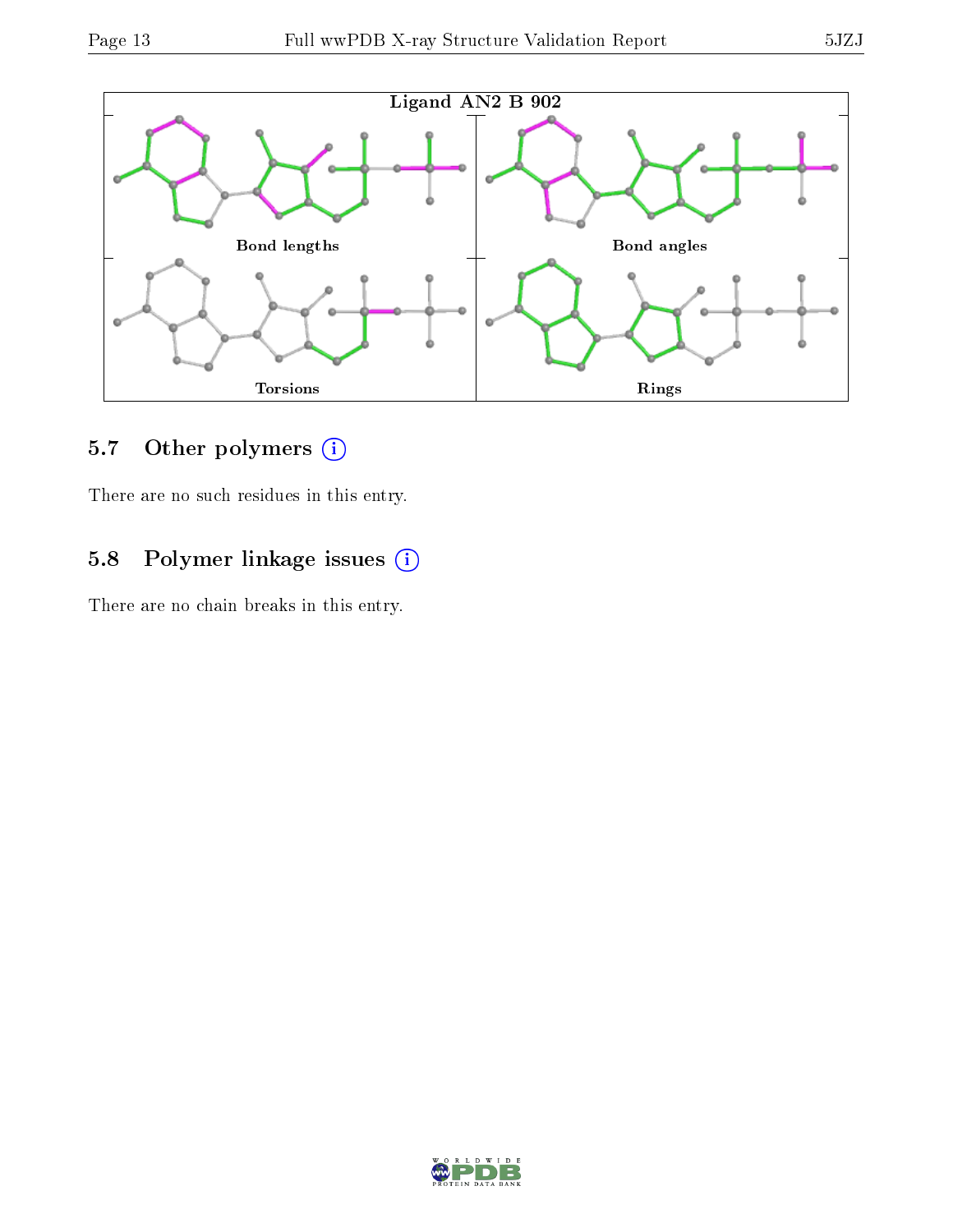Ligand AN2 B 902

Bond lengths | Bond angles | Torsions | Rings

## 5.7 Other polymers (i)

There are no such residues in this entry.

## 5.8 Polymer linkage issues (i)

There are no chain breaks in this entry.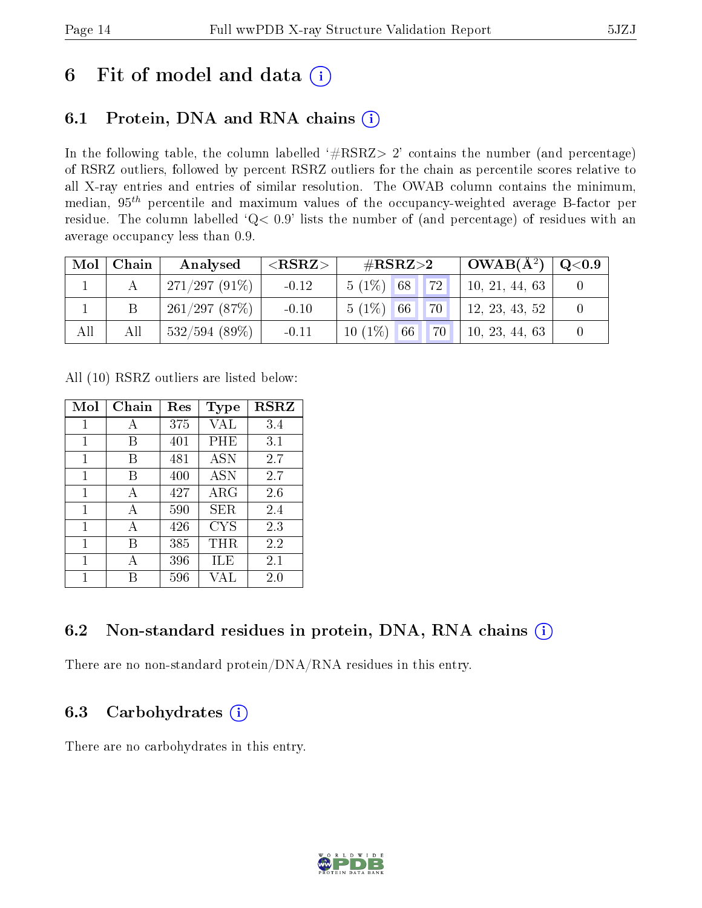# 6 Fit of model and data

## 6.1 Protein, DNA and RNA chains

In the following table, the column labelled '#RSRZ> 2' contains the number (and percentage) of RSRZ outliers, followed by percent RSRZ outliers for the chain as percentile scores relative to all X-ray entries and entries of similar resolution. The OWAB column contains the minimum, median, $95^{th}$ percentile and maximum values of the occupancy-weighted average B-factor per residue. The column labelled 'Q< 0.9' lists the number of (and percentage) of residues with an average occupancy less than 0.9.

| Mol | Chain | Analysed | <RSRZ> | #RSRZ>2 | | | OWAB(Å²) | Q<0.9 |
|---|---|---|---|---|---|---|---|---|
| 1 | A | 271/297 (91%) | -0.12 | 5 (1%) | 68 | 72 | 10, 21, 44, 63 | 0 |
| 1 | B | 261/297 (87%) | -0.10 | 5 (1%) | 66 | 70 | 12, 23, 43, 52 | 0 |
| All | All | 532/594 (89%) | -0.11 | 10 (1%) | 66 | 70 | 10, 23, 44, 63 | 0 |

All (10) RSRZ outliers are listed below:

| Mol | Chain | Res | Type | RSRZ |
|---|---|---|---|---|
| 1 | A | 375 | VAL | 3.4 |
| 1 | B | 401 | PHE | 3.1 |
| 1 | B | 481 | ASN | 2.7 |
| 1 | B | 400 | ASN | 2.7 |
| 1 | A | 427 | ARG | 2.6 |
| 1 | A | 590 | SER | 2.4 |
| 1 | A | 426 | CYS | 2.3 |
| 1 | B | 385 | THR | 2.2 |
| 1 | A | 396 | ILE | 2.1 |
| 1 | B | 596 | VAL | 2.0 |

## 6.2 Non-standard residues in protein, DNA, RNA chains

There are no non-standard protein/DNA/RNA residues in this entry.

## 6.3 Carbohydrates

There are no carbohydrates in this entry.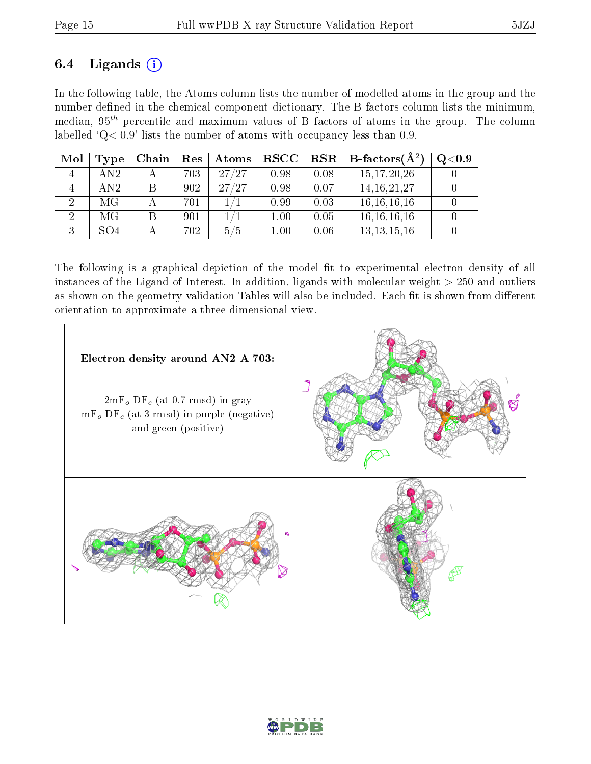### 6.4 Ligands

In the following table, the Atoms column lists the number of modelled atoms in the group and the number defined in the chemical component dictionary. The B-factors column lists the minimum, median, $95^{th}$ percentile and maximum values of B factors of atoms in the group. The column labelled 'Q< 0.9' lists the number of atoms with occupancy less than 0.9.

| Mol | Type | Chain | Res | Atoms | RSCC | RSR | B-factors($Å^2$) | Q<0.9 |
|---|---|---|---|---|---|---|---|---|
| 4 | AN2 | A | 703 | 27/27 | 0.98 | 0.08 | 15,17,20,26 | 0 |
| 4 | AN2 | B | 902 | 27/27 | 0.98 | 0.07 | 14,16,21,27 | 0 |
| 2 | MG | A | 701 | 1/1 | 0.99 | 0.03 | 16,16,16,16 | 0 |
| 2 | MG | B | 901 | 1/1 | 1.00 | 0.05 | 16,16,16,16 | 0 |
| 3 | SO4 | A | 702 | 5/5 | 1.00 | 0.06 | 13,13,15,16 | 0 |

The following is a graphical depiction of the model fit to experimental electron density of all instances of the Ligand of Interest. In addition, ligands with molecular weight > 250 and outliers as shown on the geometry validation Tables will also be included. Each fit is shown from different orientation to approximate a three-dimensional view.

**Electron density around AN2 A 703:**

$2mF_o$-$DF_c$ (at 0.7 rmsd) in gray
$mF_o$-$DF_c$ (at 3 rmsd) in purple (negative) and green (positive)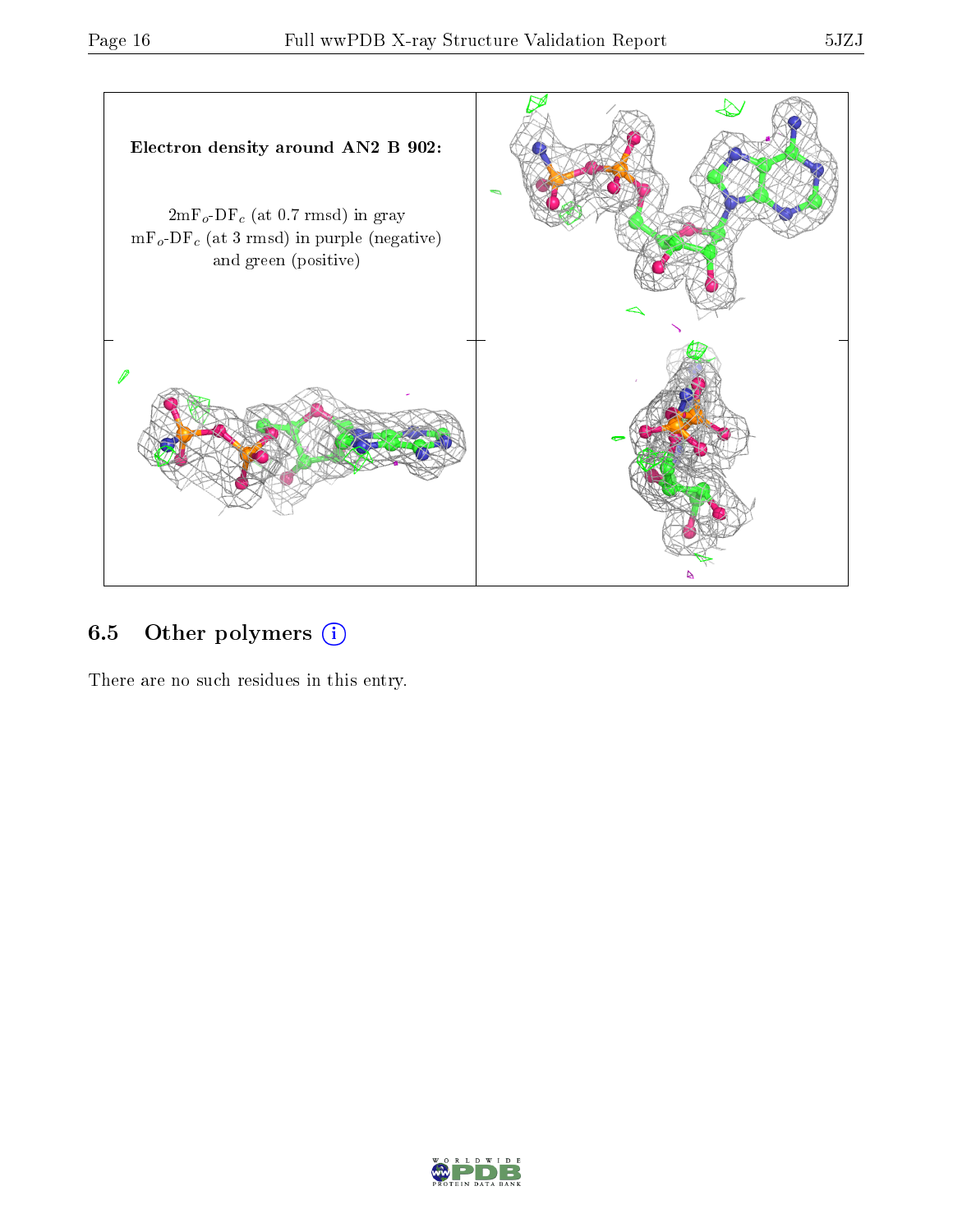**Electron density around AN2 B 902:**

$2mF_o$-$DF_c$ (at 0.7 rmsd) in gray
$mF_o$-$DF_c$ (at 3 rmsd) in purple (negative)
and green (positive)

## 6.5 Other polymers (i)

There are no such residues in this entry.